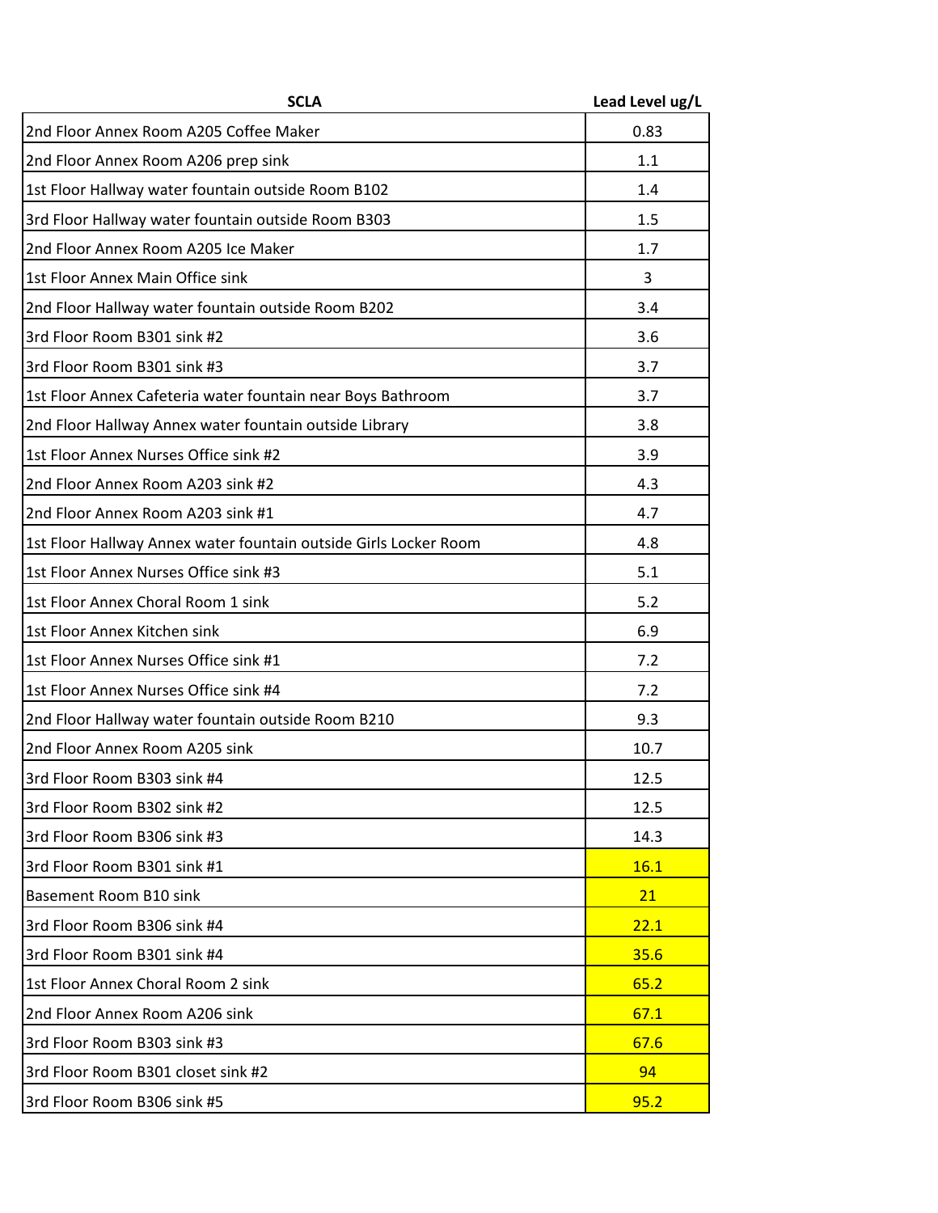| SCLA | Lead Level ug/L |
|---|---|
| 2nd Floor Annex Room A205 Coffee Maker | 0.83 |
| 2nd Floor Annex Room A206 prep sink | 1.1 |
| 1st Floor Hallway water fountain outside Room B102 | 1.4 |
| 3rd Floor Hallway water fountain outside Room B303 | 1.5 |
| 2nd Floor Annex Room A205 Ice Maker | 1.7 |
| 1st Floor Annex Main Office sink | 3 |
| 2nd Floor Hallway water fountain outside Room B202 | 3.4 |
| 3rd Floor Room B301 sink #2 | 3.6 |
| 3rd Floor Room B301 sink #3 | 3.7 |
| 1st Floor Annex Cafeteria water fountain near Boys Bathroom | 3.7 |
| 2nd Floor Hallway Annex water fountain outside Library | 3.8 |
| 1st Floor Annex Nurses Office sink #2 | 3.9 |
| 2nd Floor Annex Room A203 sink #2 | 4.3 |
| 2nd Floor Annex Room A203 sink #1 | 4.7 |
| 1st Floor Hallway Annex water fountain outside Girls Locker Room | 4.8 |
| 1st Floor Annex Nurses Office sink #3 | 5.1 |
| 1st Floor Annex Choral Room 1 sink | 5.2 |
| 1st Floor Annex Kitchen sink | 6.9 |
| 1st Floor Annex Nurses Office sink #1 | 7.2 |
| 1st Floor Annex Nurses Office sink #4 | 7.2 |
| 2nd Floor Hallway water fountain outside Room B210 | 9.3 |
| 2nd Floor Annex Room A205 sink | 10.7 |
| 3rd Floor Room B303 sink #4 | 12.5 |
| 3rd Floor Room B302 sink #2 | 12.5 |
| 3rd Floor Room B306 sink #3 | 14.3 |
| 3rd Floor Room B301 sink #1 | 16.1 |
| Basement Room B10 sink | 21 |
| 3rd Floor Room B306 sink #4 | 22.1 |
| 3rd Floor Room B301 sink #4 | 35.6 |
| 1st Floor Annex Choral Room 2 sink | 65.2 |
| 2nd Floor Annex Room A206 sink | 67.1 |
| 3rd Floor Room B303 sink #3 | 67.6 |
| 3rd Floor Room B301 closet sink #2 | 94 |
| 3rd Floor Room B306 sink #5 | 95.2 |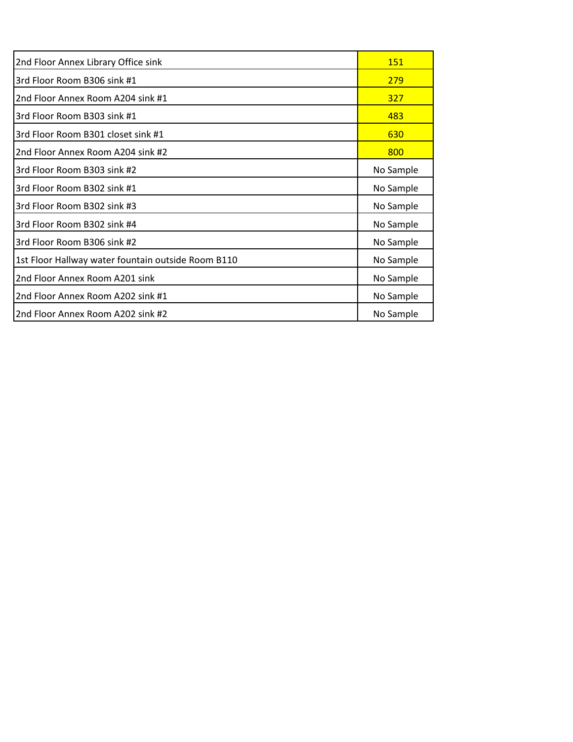| | |
|---|---|
| 2nd Floor Annex Library Office sink | 151 |
| 3rd Floor Room B306 sink #1 | 279 |
| 2nd Floor Annex Room A204 sink #1 | 327 |
| 3rd Floor Room B303 sink #1 | 483 |
| 3rd Floor Room B301 closet sink #1 | 630 |
| 2nd Floor Annex Room A204 sink #2 | 800 |
| 3rd Floor Room B303 sink #2 | No Sample |
| 3rd Floor Room B302 sink #1 | No Sample |
| 3rd Floor Room B302 sink #3 | No Sample |
| 3rd Floor Room B302 sink #4 | No Sample |
| 3rd Floor Room B306 sink #2 | No Sample |
| 1st Floor Hallway water fountain outside Room B110 | No Sample |
| 2nd Floor Annex Room A201 sink | No Sample |
| 2nd Floor Annex Room A202 sink #1 | No Sample |
| 2nd Floor Annex Room A202 sink #2 | No Sample |